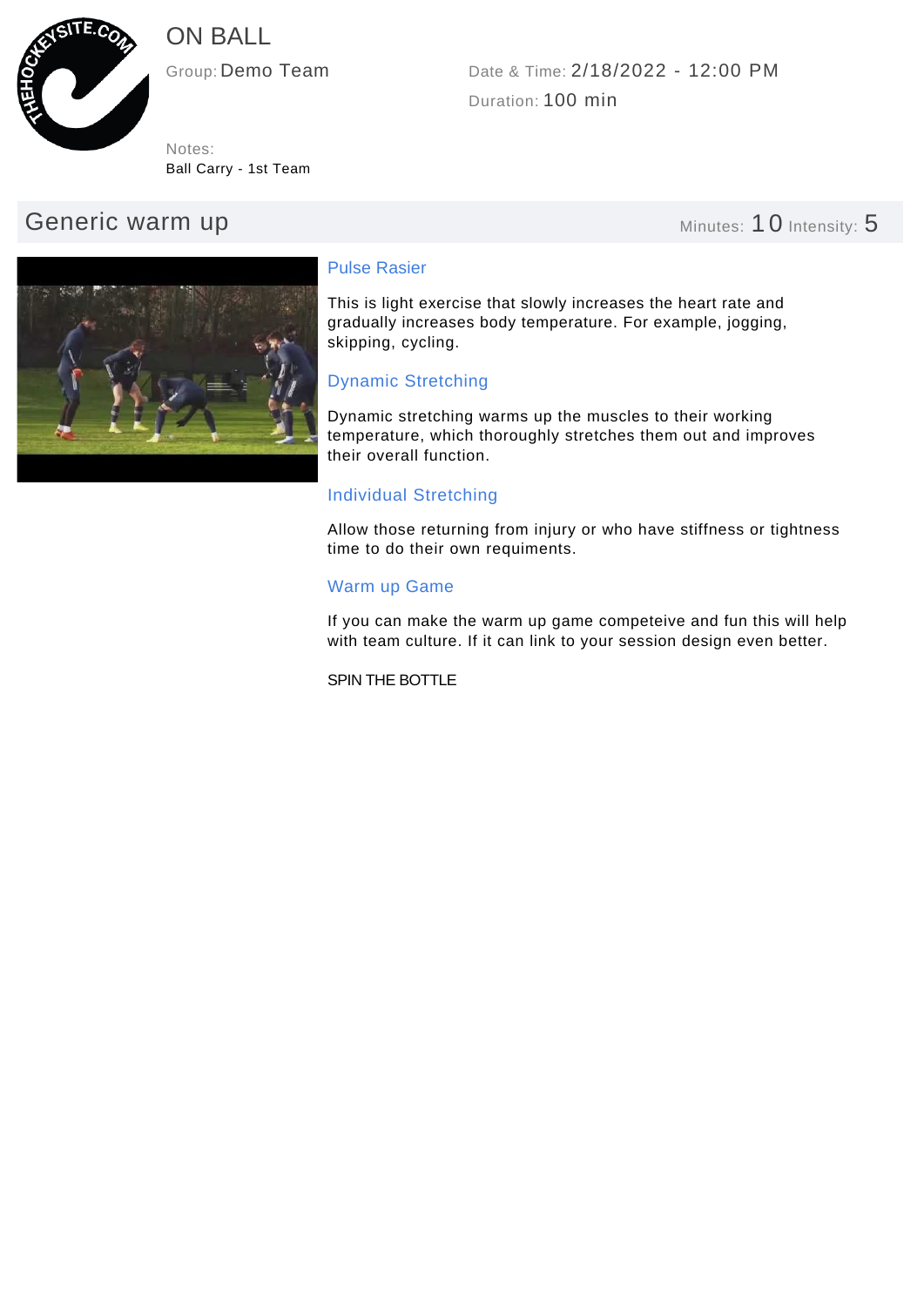# ON BALL

Group: Demo Team

Date & Time: 2/18/2022 - 12:00 PM

Duration: 100 min

Notes:
Ball Carry - 1st Team

## Generic warm up

Minutes: 10 Intensity: 5

### Pulse Rasier

This is light exercise that slowly increases the heart rate and gradually increases body temperature. For example, jogging, skipping, cycling.

### Dynamic Stretching

Dynamic stretching warms up the muscles to their working temperature, which thoroughly stretches them out and improves their overall function.

### Individual Stretching

Allow those returning from injury or who have stiffness or tightness time to do their own requiments.

### Warm up Game

If you can make the warm up game competeive and fun this will help with team culture. If it can link to your session design even better.

SPIN THE BOTTLE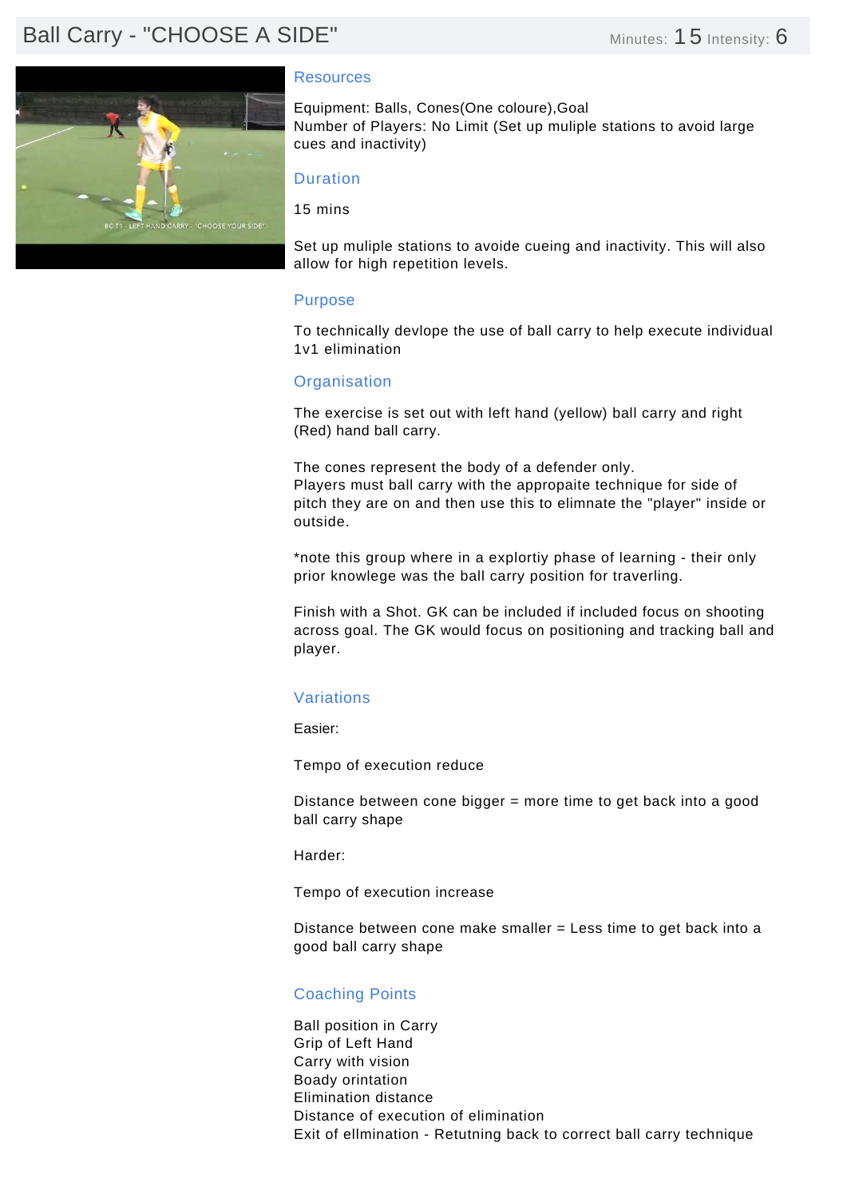# Ball Carry - "CHOOSE A SIDE"

Minutes: 15 Intensity: 6

## Resources

Equipment: Balls, Cones(One coloure),Goal
Number of Players: No Limit (Set up muliple stations to avoid large cues and inactivity)

## Duration

15 mins

Set up muliple stations to avoide cueing and inactivity. This will also allow for high repetition levels.

## Purpose

To technically devlope the use of ball carry to help execute individual 1v1 elimination

## Organisation

The exercise is set out with left hand (yellow) ball carry and right (Red) hand ball carry.

The cones represent the body of a defender only.
Players must ball carry with the appropaite technique for side of pitch they are on and then use this to elimnate the "player" inside or outside.

*note this group where in a explortiy phase of learning - their only prior knowlege was the ball carry position for traverling.

Finish with a Shot. GK can be included if included focus on shooting across goal. The GK would focus on positioning and tracking ball and player.

## Variations

Easier:

Tempo of execution reduce

Distance between cone bigger = more time to get back into a good ball carry shape

Harder:

Tempo of execution increase

Distance between cone make smaller = Less time to get back into a good ball carry shape

## Coaching Points

Ball position in Carry
Grip of Left Hand
Carry with vision
Boady orintation
Elimination distance
Distance of execution of elimination
Exit of ellmination - Retutning back to correct ball carry technique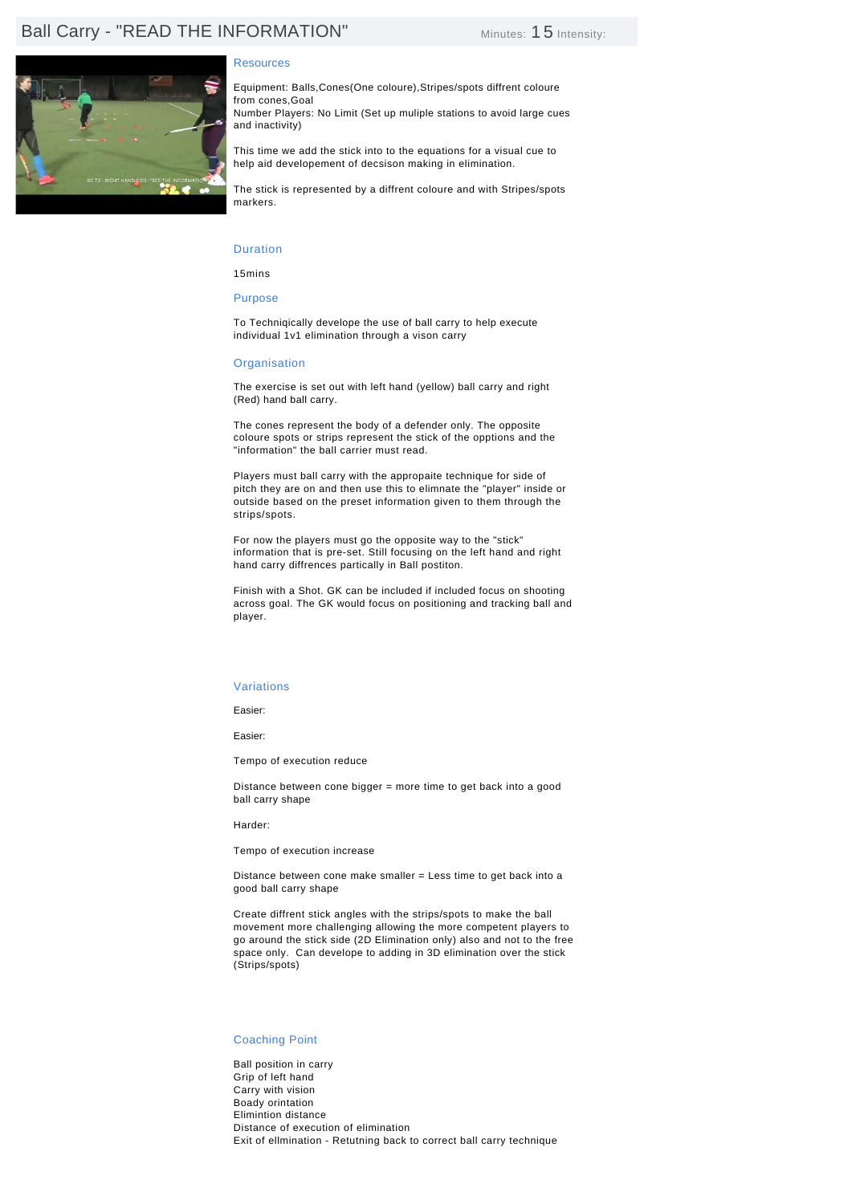# Ball Carry - "READ THE INFORMATION"

Minutes: 15 Intensity:

## Resources

Equipment: Balls,Cones(One coloure),Stripes/spots diffrent coloure from cones,Goal
Number Players: No Limit (Set up muliple stations to avoid large cues and inactivity)

This time we add the stick into to the equations for a visual cue to help aid developement of decsison making in elimination.

The stick is represented by a diffrent coloure and with Stripes/spots markers.

## Duration

15mins

## Purpose

To Techniqically develope the use of ball carry to help execute individual 1v1 elimination through a vison carry

## Organisation

The exercise is set out with left hand (yellow) ball carry and right (Red) hand ball carry.

The cones represent the body of a defender only. The opposite coloure spots or strips represent the stick of the opptions and the "information" the ball carrier must read.

Players must ball carry with the appropaite technique for side of pitch they are on and then use this to elimnate the "player" inside or outside based on the preset information given to them through the strips/spots.

For now the players must go the opposite way to the "stick" information that is pre-set. Still focusing on the left hand and right hand carry diffrences partically in Ball postiton.

Finish with a Shot. GK can be included if included focus on shooting across goal. The GK would focus on positioning and tracking ball and player.

## Variations

Easier:

Easier:

Tempo of execution reduce

Distance between cone bigger = more time to get back into a good ball carry shape

Harder:

Tempo of execution increase

Distance between cone make smaller = Less time to get back into a good ball carry shape

Create diffrent stick angles with the strips/spots to make the ball movement more challenging allowing the more competent players to go around the stick side (2D Elimination only) also and not to the free space only. Can develope to adding in 3D elimination over the stick (Strips/spots)

## Coaching Point

Ball position in carry
Grip of left hand
Carry with vision
Boady orintation
Elimintion distance
Distance of execution of elimination
Exit of ellmination - Retutning back to correct ball carry technique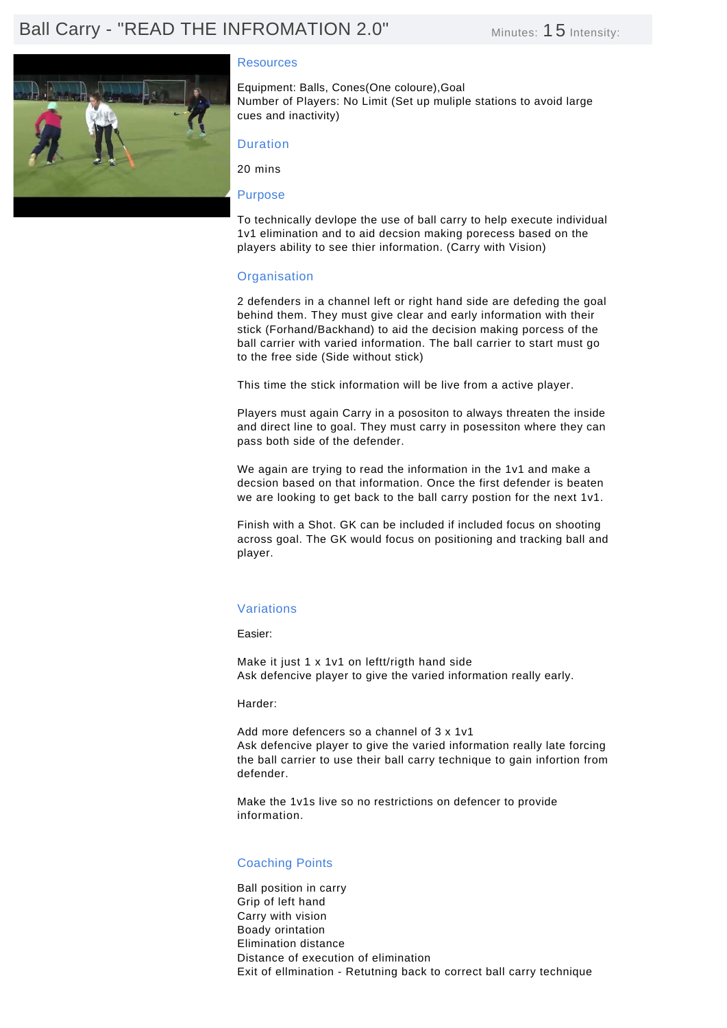# Ball Carry - "READ THE INFROMATION 2.0"

Minutes: 15 Intensity:

## Resources

Equipment: Balls, Cones(One coloure),Goal
Number of Players: No Limit (Set up muliple stations to avoid large cues and inactivity)

## Duration

20 mins

## Purpose

To technically devlope the use of ball carry to help execute individual 1v1 elimination and to aid decsion making porecess based on the players ability to see thier information. (Carry with Vision)

## Organisation

2 defenders in a channel left or right hand side are defeding the goal behind them. They must give clear and early information with their stick (Forhand/Backhand) to aid the decision making porcess of the ball carrier with varied information. The ball carrier to start must go to the free side (Side without stick)

This time the stick information will be live from a active player.

Players must again Carry in a posositon to always threaten the inside and direct line to goal. They must carry in posessiton where they can pass both side of the defender.

We again are trying to read the information in the 1v1 and make a decsion based on that information. Once the first defender is beaten we are looking to get back to the ball carry postion for the next 1v1.

Finish with a Shot. GK can be included if included focus on shooting across goal. The GK would focus on positioning and tracking ball and player.

## Variations

Easier:

Make it just 1 x 1v1 on leftt/rigth hand side
Ask defencive player to give the varied information really early.

Harder:

Add more defencers so a channel of 3 x 1v1
Ask defencive player to give the varied information really late forcing the ball carrier to use their ball carry technique to gain infortion from defender.

Make the 1v1s live so no restrictions on defencer to provide information.

## Coaching Points

Ball position in carry
Grip of left hand
Carry with vision
Boady orintation
Elimination distance
Distance of execution of elimination
Exit of ellmination - Retutning back to correct ball carry technique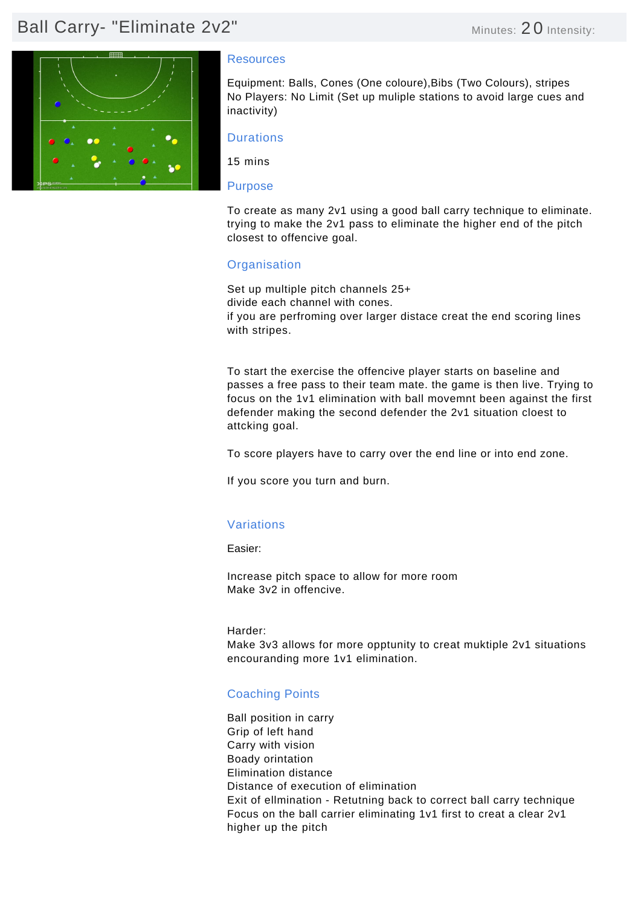# Ball Carry- "Eliminate 2v2"

Minutes: 20 Intensity:

## Resources

Equipment: Balls, Cones (One coloure),Bibs (Two Colours), stripes
No Players: No Limit (Set up muliple stations to avoid large cues and inactivity)

## Durations

15 mins

## Purpose

To create as many 2v1 using a good ball carry technique to eliminate. trying to make the 2v1 pass to eliminate the higher end of the pitch closest to offencive goal.

## Organisation

Set up multiple pitch channels 25+
divide each channel with cones.
if you are perfroming over larger distace creat the end scoring lines with stripes.

To start the exercise the offencive player starts on baseline and passes a free pass to their team mate. the game is then live. Trying to focus on the 1v1 elimination with ball movemnt been against the first defender making the second defender the 2v1 situation cloest to attcking goal.

To score players have to carry over the end line or into end zone.

If you score you turn and burn.

## Variations

Easier:

Increase pitch space to allow for more room
Make 3v2 in offencive.

Harder:
Make 3v3 allows for more opptunity to creat muktiple 2v1 situations encouranding more 1v1 elimination.

## Coaching Points

Ball position in carry
Grip of left hand
Carry with vision
Boady orintation
Elimination distance
Distance of execution of elimination
Exit of ellmination - Retutning back to correct ball carry technique
Focus on the ball carrier eliminating 1v1 first to creat a clear 2v1 higher up the pitch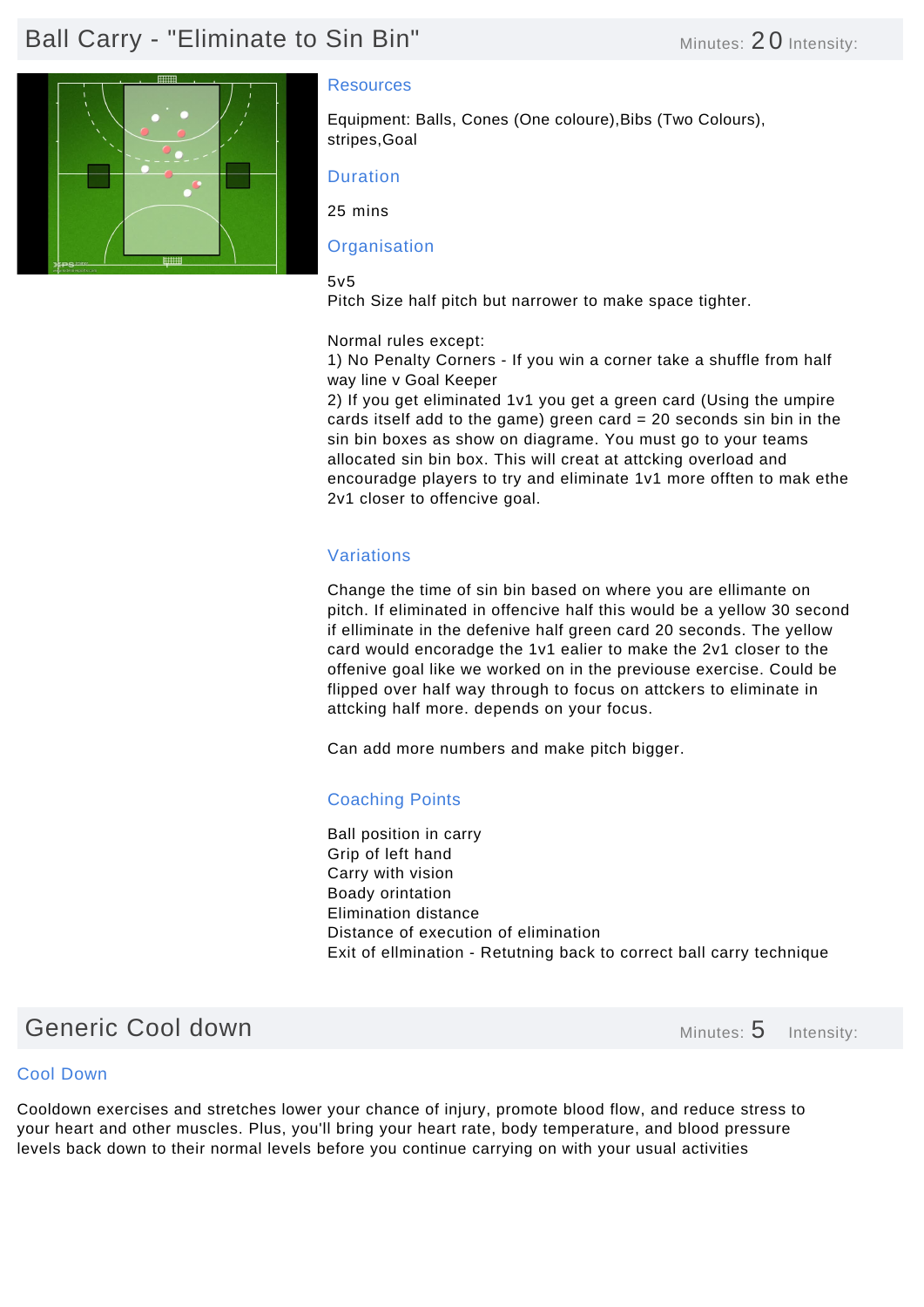## Ball Carry - "Eliminate to Sin Bin"

Minutes: 20 Intensity:

### Resources

Equipment: Balls, Cones (One coloure),Bibs (Two Colours), stripes,Goal

### Duration

25 mins

### Organisation

5v5
Pitch Size half pitch but narrower to make space tighter.

Normal rules except:
1) No Penalty Corners - If you win a corner take a shuffle from half way line v Goal Keeper
2) If you get eliminated 1v1 you get a green card (Using the umpire cards itself add to the game) green card = 20 seconds sin bin in the sin bin boxes as show on diagrame. You must go to your teams allocated sin bin box. This will creat at attcking overload and encouradge players to try and eliminate 1v1 more offten to mak ethe 2v1 closer to offencive goal.

### Variations

Change the time of sin bin based on where you are ellimante on pitch. If eliminated in offencive half this would be a yellow 30 second if elliminate in the defenive half green card 20 seconds. The yellow card would encoradge the 1v1 ealier to make the 2v1 closer to the offenive goal like we worked on in the previouse exercise. Could be flipped over half way through to focus on attckers to eliminate in attcking half more. depends on your focus.

Can add more numbers and make pitch bigger.

### Coaching Points

Ball position in carry
Grip of left hand
Carry with vision
Boady orintation
Elimination distance
Distance of execution of elimination
Exit of ellmination - Retutning back to correct ball carry technique

## Generic Cool down

Minutes: 5 Intensity:

### Cool Down

Cooldown exercises and stretches lower your chance of injury, promote blood flow, and reduce stress to your heart and other muscles. Plus, you'll bring your heart rate, body temperature, and blood pressure levels back down to their normal levels before you continue carrying on with your usual activities